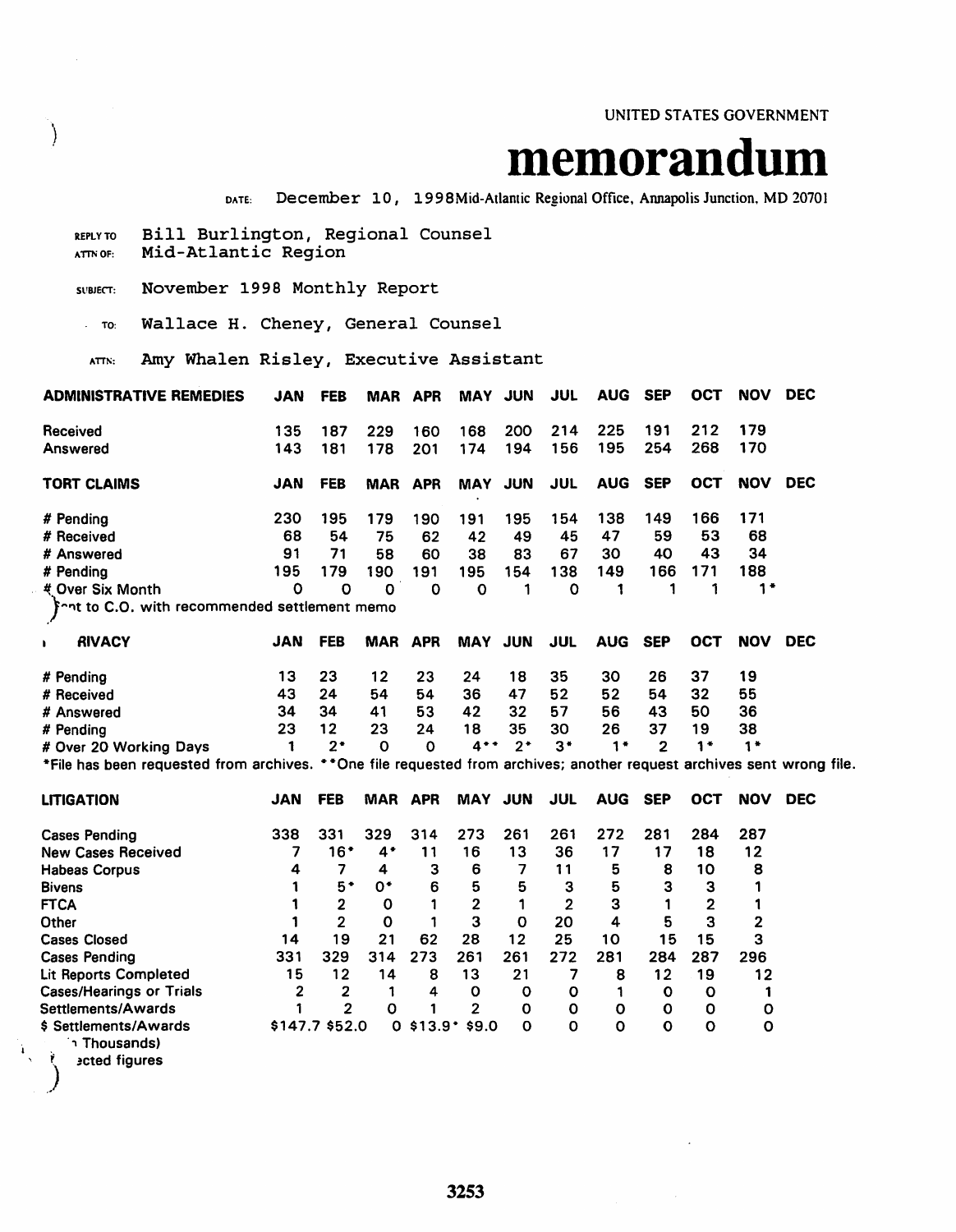UNITED STATES GOVERNMENT

# memorandum

DATE: December 10, 1998 Mid-Atlantic Regional Office, Annapolis Junction, MD 20701

REPLY TO ATTN OF: Bill Burlington, Regional Counsel
Mid-Atlantic Region

SUBJECT: November 1998 Monthly Report

TO: Wallace H. Cheney, General Counsel

ATTN: Amy Whalen Risley, Executive Assistant

| ADMINISTRATIVE REMEDIES | JAN | FEB | MAR | APR | MAY | JUN | JUL | AUG | SEP | OCT | NOV | DEC |
|---|---|---|---|---|---|---|---|---|---|---|---|---|
| Received | 135 | 187 | 229 | 160 | 168 | 200 | 214 | 225 | 191 | 212 | 179 | |
| Answered | 143 | 181 | 178 | 201 | 174 | 194 | 156 | 195 | 254 | 268 | 170 | |

| TORT CLAIMS | JAN | FEB | MAR | APR | MAY | JUN | JUL | AUG | SEP | OCT | NOV | DEC |
|---|---|---|---|---|---|---|---|---|---|---|---|---|
| # Pending | 230 | 195 | 179 | 190 | 191 | 195 | 154 | 138 | 149 | 166 | 171 | |
| # Received | 68 | 54 | 75 | 62 | 42 | 49 | 45 | 47 | 59 | 53 | 68 | |
| # Answered | 91 | 71 | 58 | 60 | 38 | 83 | 67 | 30 | 40 | 43 | 34 | |
| # Pending | 195 | 179 | 190 | 191 | 195 | 154 | 138 | 149 | 166 | 171 | 188 | |
| # Over Six Month | 0 | 0 | 0 | 0 | 0 | 1 | 0 | 1 | 1 | 1 | 1* | |

*ent to C.O. with recommended settlement memo

| PRIVACY | JAN | FEB | MAR | APR | MAY | JUN | JUL | AUG | SEP | OCT | NOV | DEC |
|---|---|---|---|---|---|---|---|---|---|---|---|---|
| # Pending | 13 | 23 | 12 | 23 | 24 | 18 | 35 | 30 | 26 | 37 | 19 | |
| # Received | 43 | 24 | 54 | 54 | 36 | 47 | 52 | 52 | 54 | 32 | 55 | |
| # Answered | 34 | 34 | 41 | 53 | 42 | 32 | 57 | 56 | 43 | 50 | 36 | |
| # Pending | 23 | 12 | 23 | 24 | 18 | 35 | 30 | 26 | 37 | 19 | 38 | |
| # Over 20 Working Days | 1 | 2* | 0 | 0 | 4** | 2* | 3* | 1* | 2 | 1* | 1* | |

*File has been requested from archives. **One file requested from archives; another request archives sent wrong file.

| LITIGATION | JAN | FEB | MAR | APR | MAY | JUN | JUL | AUG | SEP | OCT | NOV | DEC |
|---|---|---|---|---|---|---|---|---|---|---|---|---|
| Cases Pending | 338 | 331 | 329 | 314 | 273 | 261 | 261 | 272 | 281 | 284 | 287 | |
| New Cases Received | 7 | 16* | 4* | 11 | 16 | 13 | 36 | 17 | 17 | 18 | 12 | |
| Habeas Corpus | 4 | 7 | 4 | 3 | 6 | 7 | 11 | 5 | 8 | 10 | 8 | |
| Bivens | 1 | 5* | 0* | 6 | 5 | 5 | 3 | 5 | 3 | 3 | 1 | |
| FTCA | 1 | 2 | 0 | 1 | 2 | 1 | 2 | 3 | 1 | 2 | 1 | |
| Other | 1 | 2 | 0 | 1 | 3 | 0 | 20 | 4 | 5 | 3 | 2 | |
| Cases Closed | 14 | 19 | 21 | 62 | 28 | 12 | 25 | 10 | 15 | 15 | 3 | |
| Cases Pending | 331 | 329 | 314 | 273 | 261 | 261 | 272 | 281 | 284 | 287 | 296 | |
| Lit Reports Completed | 15 | 12 | 14 | 8 | 13 | 21 | 7 | 8 | 12 | 19 | 12 | |
| Cases/Hearings or Trials | 2 | 2 | 1 | 4 | 0 | 0 | 0 | 1 | 0 | 0 | 1 | |
| Settlements/Awards | 1 | 2 | 0 | 1 | 2 | 0 | 0 | 0 | 0 | 0 | 0 | |
| $ Settlements/Awards | $147.7 | $52.0 | 0 | $13.9* | $9.0 | 0 | 0 | 0 | 0 | 0 | 0 | |

(In Thousands)
*Corrected figures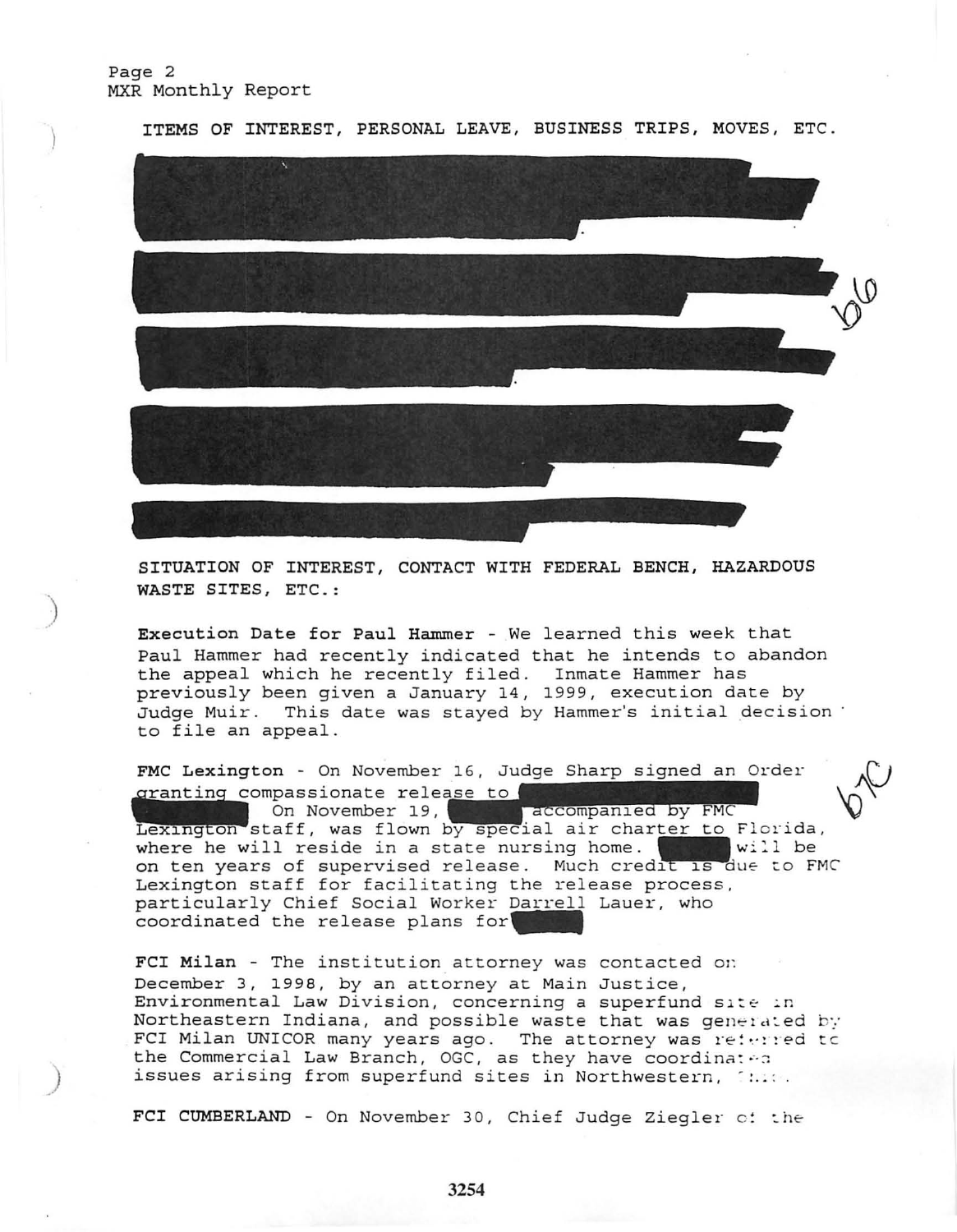ITEMS OF INTEREST, PERSONAL LEAVE, BUSINESS TRIPS, MOVES, ETC.

[REDACTED] b6

SITUATION OF INTEREST, CONTACT WITH FEDERAL BENCH, HAZARDOUS WASTE SITES, ETC.:

**Execution Date for Paul Hammer** - We learned this week that Paul Hammer had recently indicated that he intends to abandon the appeal which he recently filed. Inmate Hammer has previously been given a January 14, 1999, execution date by Judge Muir. This date was stayed by Hammer's initial decision to file an appeal.

**FMC Lexington** - On November 16, Judge Sharp signed an Order granting compassionate release to [REDACTED] On November 19, [REDACTED] accompanied by FMC Lexington staff, was flown by special air charter to Florida, where he will reside in a state nursing home. [REDACTED] will be on ten years of supervised release. Much credit is due to FMC Lexington staff for facilitating the release process, particularly Chief Social Worker Darrell Lauer, who coordinated the release plans for [REDACTED] b7C

**FCI Milan** - The institution attorney was contacted on December 3, 1998, by an attorney at Main Justice, Environmental Law Division, concerning a superfund site in Northeastern Indiana, and possible waste that was generated by FCI Milan UNICOR many years ago. The attorney was referred to the Commercial Law Branch, OGC, as they have coordinated issues arising from superfund sites in Northwestern, Ohio.

**FCI CUMBERLAND** - On November 30, Chief Judge Ziegler of the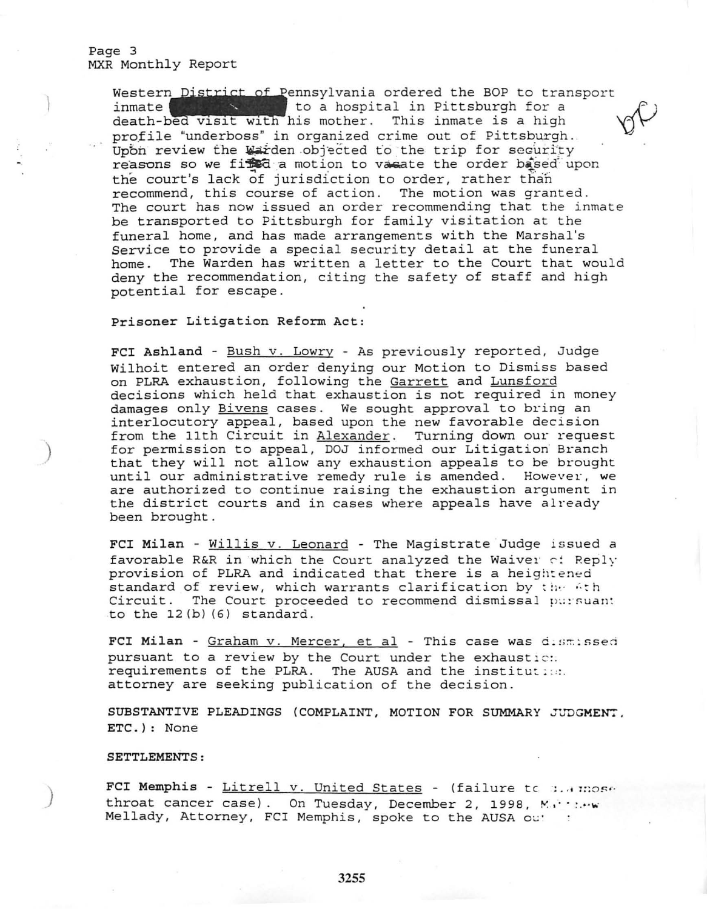Western District of Pennsylvania ordered the BOP to transport inmate [redacted] to a hospital in Pittsburgh for a death-bed visit with his mother. This inmate is a high profile "underboss" in organized crime out of Pittsburgh. Upon review the Warden objected to the trip for security reasons so we filed a motion to vacate the order based upon the court's lack of jurisdiction to order, rather than recommend, this course of action. The motion was granted. The court has now issued an order recommending that the inmate be transported to Pittsburgh for family visitation at the funeral home, and has made arrangements with the Marshal's Service to provide a special security detail at the funeral home. The Warden has written a letter to the Court that would deny the recommendation, citing the safety of staff and high potential for escape.

**Prisoner Litigation Reform Act:**

**FCI Ashland** - Bush v. Lowry - As previously reported, Judge Wilhoit entered an order denying our Motion to Dismiss based on PLRA exhaustion, following the Garrett and Lunsford decisions which held that exhaustion is not required in money damages only Bivens cases. We sought approval to bring an interlocutory appeal, based upon the new favorable decision from the 11th Circuit in Alexander. Turning down our request for permission to appeal, DOJ informed our Litigation Branch that they will not allow any exhaustion appeals to be brought until our administrative remedy rule is amended. However, we are authorized to continue raising the exhaustion argument in the district courts and in cases where appeals have already been brought.

**FCI Milan** - Willis v. Leonard - The Magistrate Judge issued a favorable R&R in which the Court analyzed the Waiver of Reply provision of PLRA and indicated that there is a heightened standard of review, which warrants clarification by the 6th Circuit. The Court proceeded to recommend dismissal pursuant to the 12(b)(6) standard.

**FCI Milan** - Graham v. Mercer, et al - This case was dismissed pursuant to a review by the Court under the exhaustion requirements of the PLRA. The AUSA and the institution attorney are seeking publication of the decision.

**SUBSTANTIVE PLEADINGS (COMPLAINT, MOTION FOR SUMMARY JUDGMENT, ETC.):** None

**SETTLEMENTS:**

**FCI Memphis** - Litrell v. United States - (failure to diagnose throat cancer case). On Tuesday, December 2, 1998, Matthew Mellady, Attorney, FCI Memphis, spoke to the AUSA ou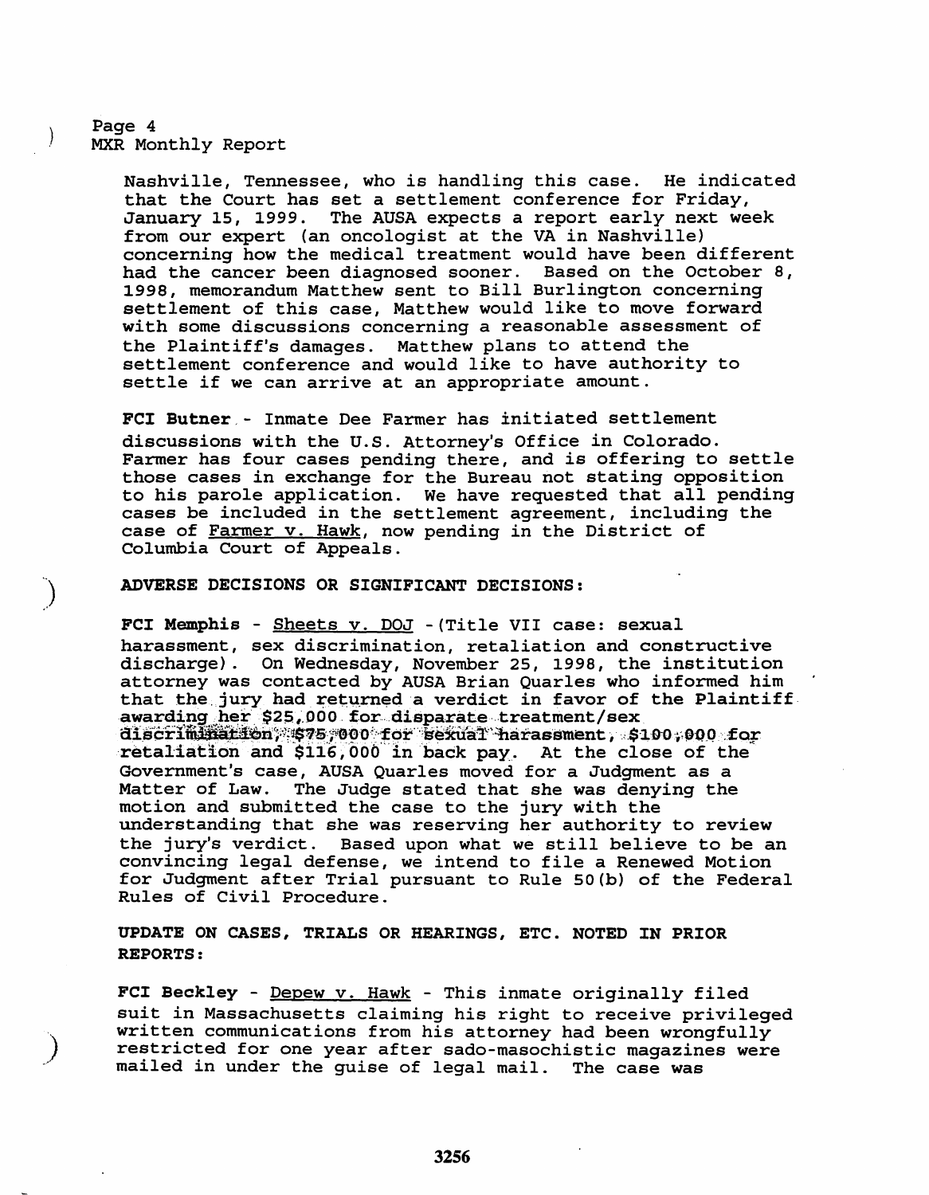Nashville, Tennessee, who is handling this case. He indicated that the Court has set a settlement conference for Friday, January 15, 1999. The AUSA expects a report early next week from our expert (an oncologist at the VA in Nashville) concerning how the medical treatment would have been different had the cancer been diagnosed sooner. Based on the October 8, 1998, memorandum Matthew sent to Bill Burlington concerning settlement of this case, Matthew would like to move forward with some discussions concerning a reasonable assessment of the Plaintiff's damages. Matthew plans to attend the settlement conference and would like to have authority to settle if we can arrive at an appropriate amount.

**FCI Butner** - Inmate Dee Farmer has initiated settlement discussions with the U.S. Attorney's Office in Colorado. Farmer has four cases pending there, and is offering to settle those cases in exchange for the Bureau not stating opposition to his parole application. We have requested that all pending cases be included in the settlement agreement, including the case of Farmer v. Hawk, now pending in the District of Columbia Court of Appeals.

**ADVERSE DECISIONS OR SIGNIFICANT DECISIONS:**

**FCI Memphis** - Sheets v. DOJ - (Title VII case: sexual harassment, sex discrimination, retaliation and constructive discharge). On Wednesday, November 25, 1998, the institution attorney was contacted by AUSA Brian Quarles who informed him that the jury had returned a verdict in favor of the Plaintiff awarding her $25,000 for disparate treatment/sex discrimination, $75,000 for sexual harassment, $100,000 for retaliation and $116,000 in back pay. At the close of the Government's case, AUSA Quarles moved for a Judgment as a Matter of Law. The Judge stated that she was denying the motion and submitted the case to the jury with the understanding that she was reserving her authority to review the jury's verdict. Based upon what we still believe to be an convincing legal defense, we intend to file a Renewed Motion for Judgment after Trial pursuant to Rule 50(b) of the Federal Rules of Civil Procedure.

**UPDATE ON CASES, TRIALS OR HEARINGS, ETC. NOTED IN PRIOR REPORTS:**

**FCI Beckley** - Depew v. Hawk - This inmate originally filed suit in Massachusetts claiming his right to receive privileged written communications from his attorney had been wrongfully restricted for one year after sado-masochistic magazines were mailed in under the guise of legal mail. The case was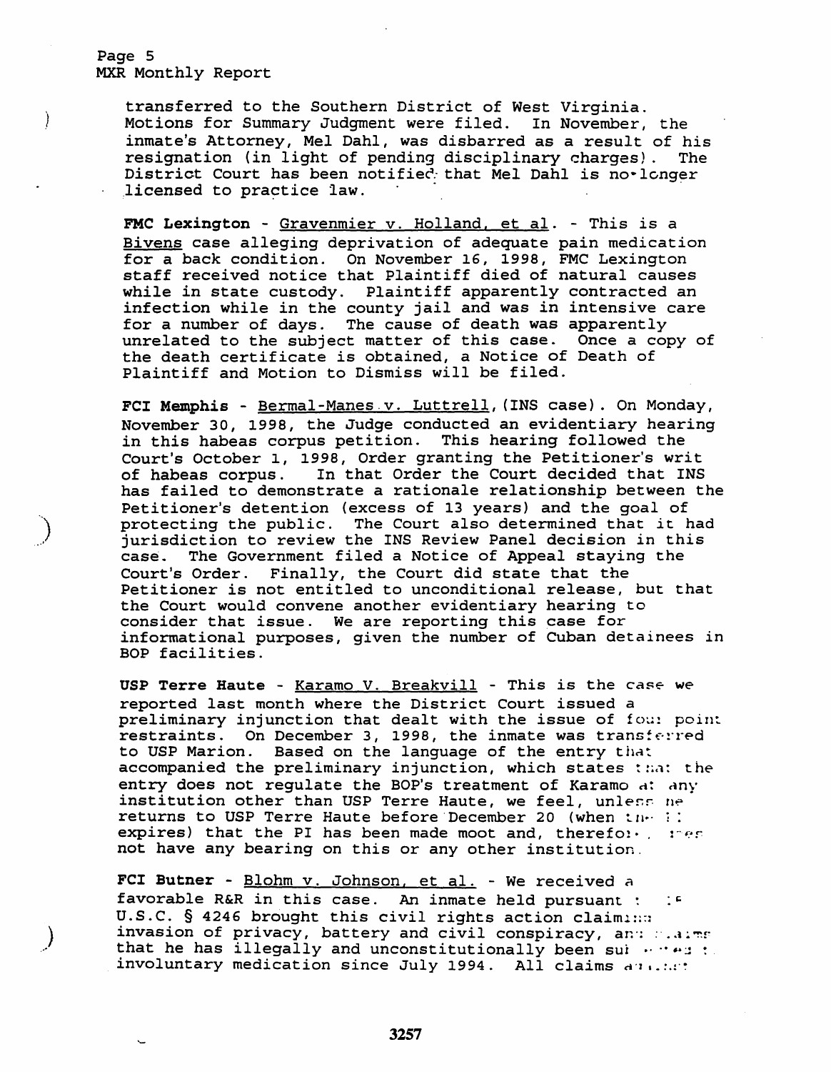transferred to the Southern District of West Virginia. Motions for Summary Judgment were filed. In November, the inmate's Attorney, Mel Dahl, was disbarred as a result of his resignation (in light of pending disciplinary charges). The District Court has been notified that Mel Dahl is no longer licensed to practice law.

**FMC Lexington** - Gravenmier v. Holland, et al. - This is a Bivens case alleging deprivation of adequate pain medication for a back condition. On November 16, 1998, FMC Lexington staff received notice that Plaintiff died of natural causes while in state custody. Plaintiff apparently contracted an infection while in the county jail and was in intensive care for a number of days. The cause of death was apparently unrelated to the subject matter of this case. Once a copy of the death certificate is obtained, a Notice of Death of Plaintiff and Motion to Dismiss will be filed.

**FCI Memphis** - Bermal-Manes v. Luttrell, (INS case). On Monday, November 30, 1998, the Judge conducted an evidentiary hearing in this habeas corpus petition. This hearing followed the Court's October 1, 1998, Order granting the Petitioner's writ of habeas corpus. In that Order the Court decided that INS has failed to demonstrate a rationale relationship between the Petitioner's detention (excess of 13 years) and the goal of protecting the public. The Court also determined that it had jurisdiction to review the INS Review Panel decision in this case. The Government filed a Notice of Appeal staying the Court's Order. Finally, the Court did state that the Petitioner is not entitled to unconditional release, but that the Court would convene another evidentiary hearing to consider that issue. We are reporting this case for informational purposes, given the number of Cuban detainees in BOP facilities.

**USP Terre Haute** - Karamo V. Breakvill - This is the case we reported last month where the District Court issued a preliminary injunction that dealt with the issue of four point restraints. On December 3, 1998, the inmate was transferred to USP Marion. Based on the language of the entry that accompanied the preliminary injunction, which states that the entry does not regulate the BOP's treatment of Karamo at any institution other than USP Terre Haute, we feel, unless he returns to USP Terre Haute before December 20 (when the PI expires) that the PI has been made moot and, therefore, does not have any bearing on this or any other institution.

**FCI Butner** - Blohm v. Johnson, et al. - We received a favorable R&R in this case. An inmate held pursuant to 18 U.S.C. § 4246 brought this civil rights action claiming invasion of privacy, battery and civil conspiracy, and claims that he has illegally and unconstitutionally been subjected to involuntary medication since July 1994. All claims against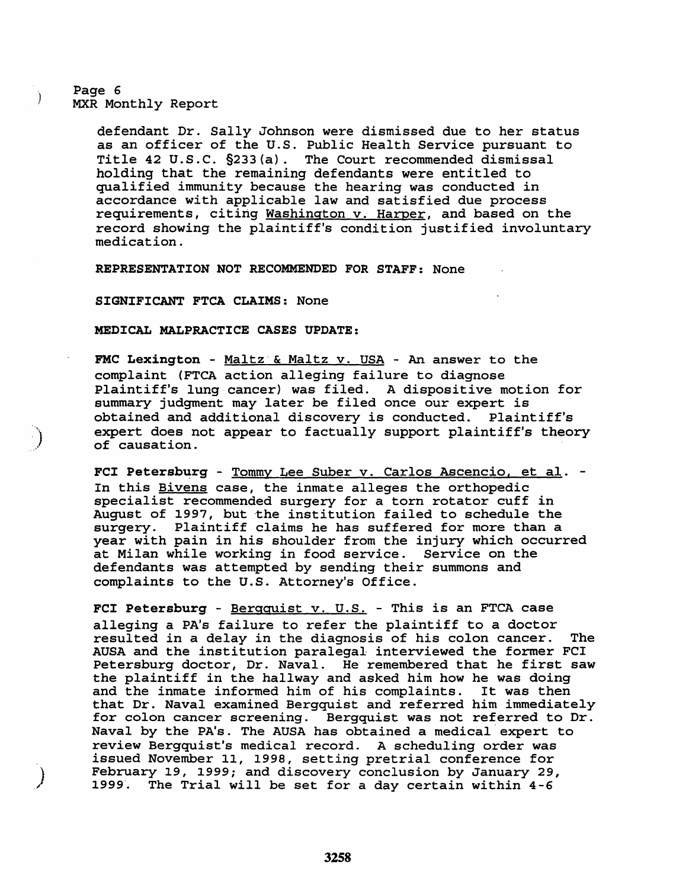defendant Dr. Sally Johnson were dismissed due to her status as an officer of the U.S. Public Health Service pursuant to Title 42 U.S.C. §233(a). The Court recommended dismissal holding that the remaining defendants were entitled to qualified immunity because the hearing was conducted in accordance with applicable law and satisfied due process requirements, citing Washington v. Harper, and based on the record showing the plaintiff's condition justified involuntary medication.

**REPRESENTATION NOT RECOMMENDED FOR STAFF:** None

**SIGNIFICANT FTCA CLAIMS:** None

**MEDICAL MALPRACTICE CASES UPDATE:**

**FMC Lexington** - Maltz & Maltz v. USA - An answer to the complaint (FTCA action alleging failure to diagnose Plaintiff's lung cancer) was filed. A dispositive motion for summary judgment may later be filed once our expert is obtained and additional discovery is conducted. Plaintiff's expert does not appear to factually support plaintiff's theory of causation.

**FCI Petersburg** - Tommy Lee Suber v. Carlos Ascencio, et al. - In this Bivens case, the inmate alleges the orthopedic specialist recommended surgery for a torn rotator cuff in August of 1997, but the institution failed to schedule the surgery. Plaintiff claims he has suffered for more than a year with pain in his shoulder from the injury which occurred at Milan while working in food service. Service on the defendants was attempted by sending their summons and complaints to the U.S. Attorney's Office.

**FCI Petersburg** - Bergquist v. U.S. - This is an FTCA case alleging a PA's failure to refer the plaintiff to a doctor resulted in a delay in the diagnosis of his colon cancer. The AUSA and the institution paralegal interviewed the former FCI Petersburg doctor, Dr. Naval. He remembered that he first saw the plaintiff in the hallway and asked him how he was doing and the inmate informed him of his complaints. It was then that Dr. Naval examined Bergquist and referred him immediately for colon cancer screening. Bergquist was not referred to Dr. Naval by the PA's. The AUSA has obtained a medical expert to review Bergquist's medical record. A scheduling order was issued November 11, 1998, setting pretrial conference for February 19, 1999; and discovery conclusion by January 29, 1999. The Trial will be set for a day certain within 4-6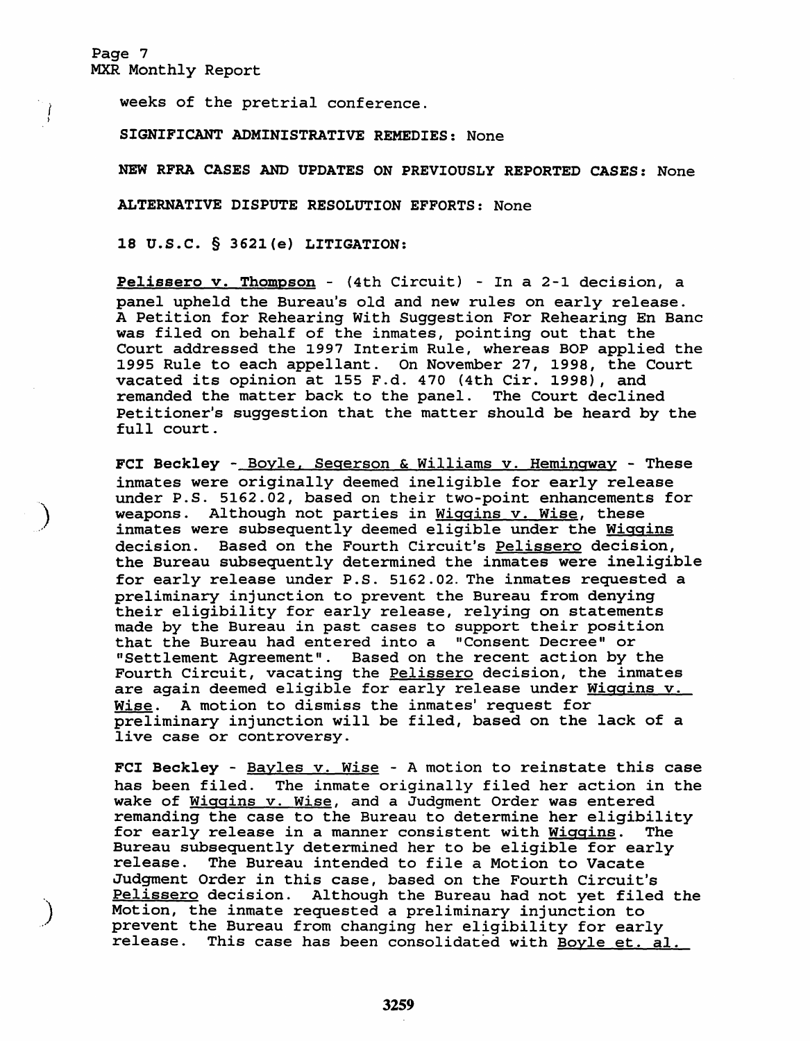weeks of the pretrial conference.

**SIGNIFICANT ADMINISTRATIVE REMEDIES:** None

**NEW RFRA CASES AND UPDATES ON PREVIOUSLY REPORTED CASES:** None

**ALTERNATIVE DISPUTE RESOLUTION EFFORTS:** None

**18 U.S.C. § 3621(e) LITIGATION:**

Pelissero v. Thompson - (4th Circuit) - In a 2-1 decision, a panel upheld the Bureau's old and new rules on early release. A Petition for Rehearing With Suggestion For Rehearing En Banc was filed on behalf of the inmates, pointing out that the Court addressed the 1997 Interim Rule, whereas BOP applied the 1995 Rule to each appellant. On November 27, 1998, the Court vacated its opinion at 155 F.d. 470 (4th Cir. 1998), and remanded the matter back to the panel. The Court declined Petitioner's suggestion that the matter should be heard by the full court.

**FCI Beckley** - Boyle, Segerson & Williams v. Hemingway - These inmates were originally deemed ineligible for early release under P.S. 5162.02, based on their two-point enhancements for weapons. Although not parties in Wiggins v. Wise, these inmates were subsequently deemed eligible under the Wiggins decision. Based on the Fourth Circuit's Pelissero decision, the Bureau subsequently determined the inmates were ineligible for early release under P.S. 5162.02. The inmates requested a preliminary injunction to prevent the Bureau from denying their eligibility for early release, relying on statements made by the Bureau in past cases to support their position that the Bureau had entered into a "Consent Decree" or "Settlement Agreement". Based on the recent action by the Fourth Circuit, vacating the Pelissero decision, the inmates are again deemed eligible for early release under Wiggins v. Wise. A motion to dismiss the inmates' request for preliminary injunction will be filed, based on the lack of a live case or controversy.

**FCI Beckley** - Bayles v. Wise - A motion to reinstate this case has been filed. The inmate originally filed her action in the wake of Wiggins v. Wise, and a Judgment Order was entered remanding the case to the Bureau to determine her eligibility for early release in a manner consistent with Wiggins. The Bureau subsequently determined her to be eligible for early release. The Bureau intended to file a Motion to Vacate Judgment Order in this case, based on the Fourth Circuit's Pelissero decision. Although the Bureau had not yet filed the Motion, the inmate requested a preliminary injunction to prevent the Bureau from changing her eligibility for early release. This case has been consolidated with Boyle et. al.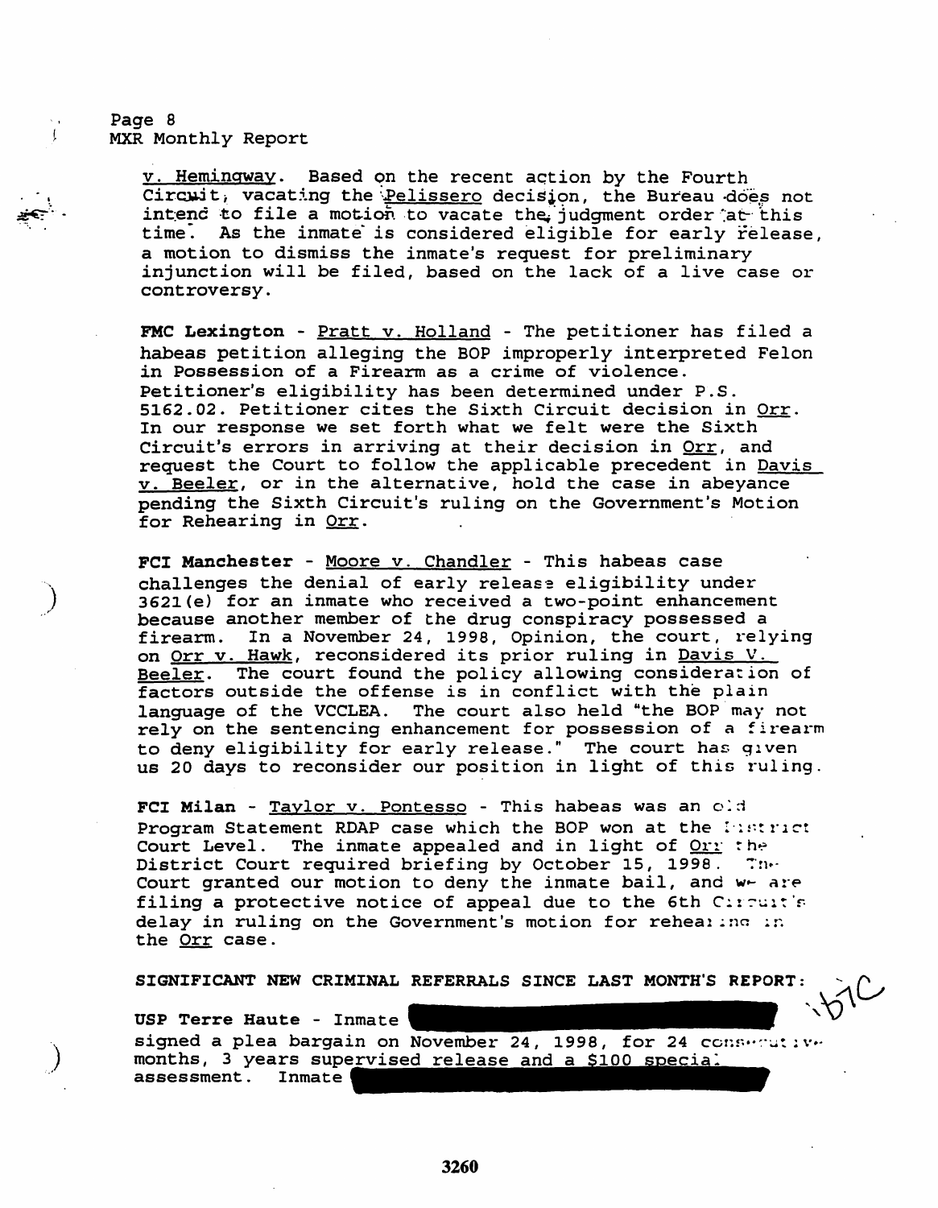v. Hemingway. Based on the recent action by the Fourth Circuit, vacating the Pelissero decision, the Bureau does not intend to file a motion to vacate the judgment order at this time. As the inmate is considered eligible for early release, a motion to dismiss the inmate's request for preliminary injunction will be filed, based on the lack of a live case or controversy.

**FMC Lexington** - Pratt v. Holland - The petitioner has filed a habeas petition alleging the BOP improperly interpreted Felon in Possession of a Firearm as a crime of violence. Petitioner's eligibility has been determined under P.S. 5162.02. Petitioner cites the Sixth Circuit decision in Orr. In our response we set forth what we felt were the Sixth Circuit's errors in arriving at their decision in Orr, and request the Court to follow the applicable precedent in Davis v. Beeler, or in the alternative, hold the case in abeyance pending the Sixth Circuit's ruling on the Government's Motion for Rehearing in Orr.

**FCI Manchester** - Moore v. Chandler - This habeas case challenges the denial of early release eligibility under 3621(e) for an inmate who received a two-point enhancement because another member of the drug conspiracy possessed a firearm. In a November 24, 1998, Opinion, the court, relying on Orr v. Hawk, reconsidered its prior ruling in Davis V. Beeler. The court found the policy allowing consideration of factors outside the offense is in conflict with the plain language of the VCCLEA. The court also held "the BOP may not rely on the sentencing enhancement for possession of a firearm to deny eligibility for early release." The court has given us 20 days to reconsider our position in light of this ruling.

**FCI Milan** - Taylor v. Pontesso - This habeas was an old Program Statement RDAP case which the BOP won at the District Court Level. The inmate appealed and in light of Orr the District Court required briefing by October 15, 1998. The Court granted our motion to deny the inmate bail, and we are filing a protective notice of appeal due to the 6th Circuit's delay in ruling on the Government's motion for rehearing in the Orr case.

**SIGNIFICANT NEW CRIMINAL REFERRALS SINCE LAST MONTH'S REPORT:**

b7C

**USP Terre Haute** - Inmate [REDACTED] signed a plea bargain on November 24, 1998, for 24 consecutive months, 3 years supervised release and a $100 special assessment. Inmate [REDACTED]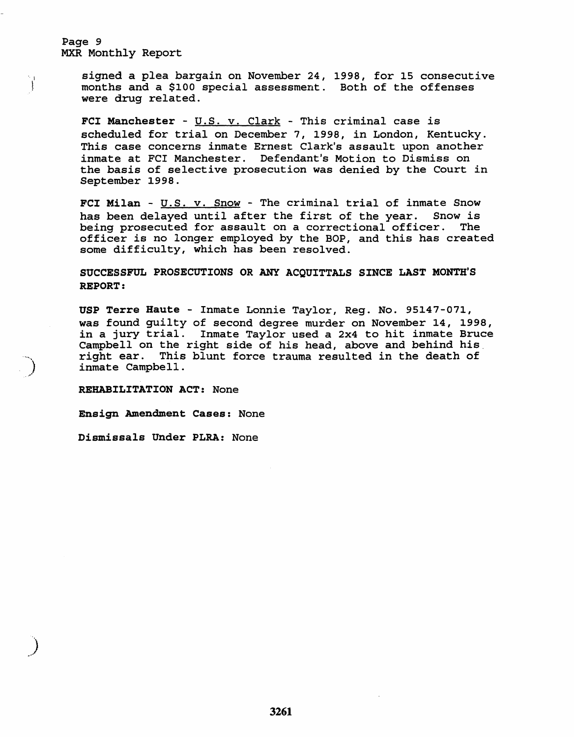signed a plea bargain on November 24, 1998, for 15 consecutive months and a $100 special assessment. Both of the offenses were drug related.

**FCI Manchester** - U.S. v. Clark - This criminal case is scheduled for trial on December 7, 1998, in London, Kentucky. This case concerns inmate Ernest Clark's assault upon another inmate at FCI Manchester. Defendant's Motion to Dismiss on the basis of selective prosecution was denied by the Court in September 1998.

**FCI Milan** - U.S. v. Snow - The criminal trial of inmate Snow has been delayed until after the first of the year. Snow is being prosecuted for assault on a correctional officer. The officer is no longer employed by the BOP, and this has created some difficulty, which has been resolved.

**SUCCESSFUL PROSECUTIONS OR ANY ACQUITTALS SINCE LAST MONTH'S REPORT:**

**USP Terre Haute** - Inmate Lonnie Taylor, Reg. No. 95147-071, was found guilty of second degree murder on November 14, 1998, in a jury trial. Inmate Taylor used a 2x4 to hit inmate Bruce Campbell on the right side of his head, above and behind his right ear. This blunt force trauma resulted in the death of inmate Campbell.

**REHABILITATION ACT:** None

**Ensign Amendment Cases:** None

**Dismissals Under PLRA:** None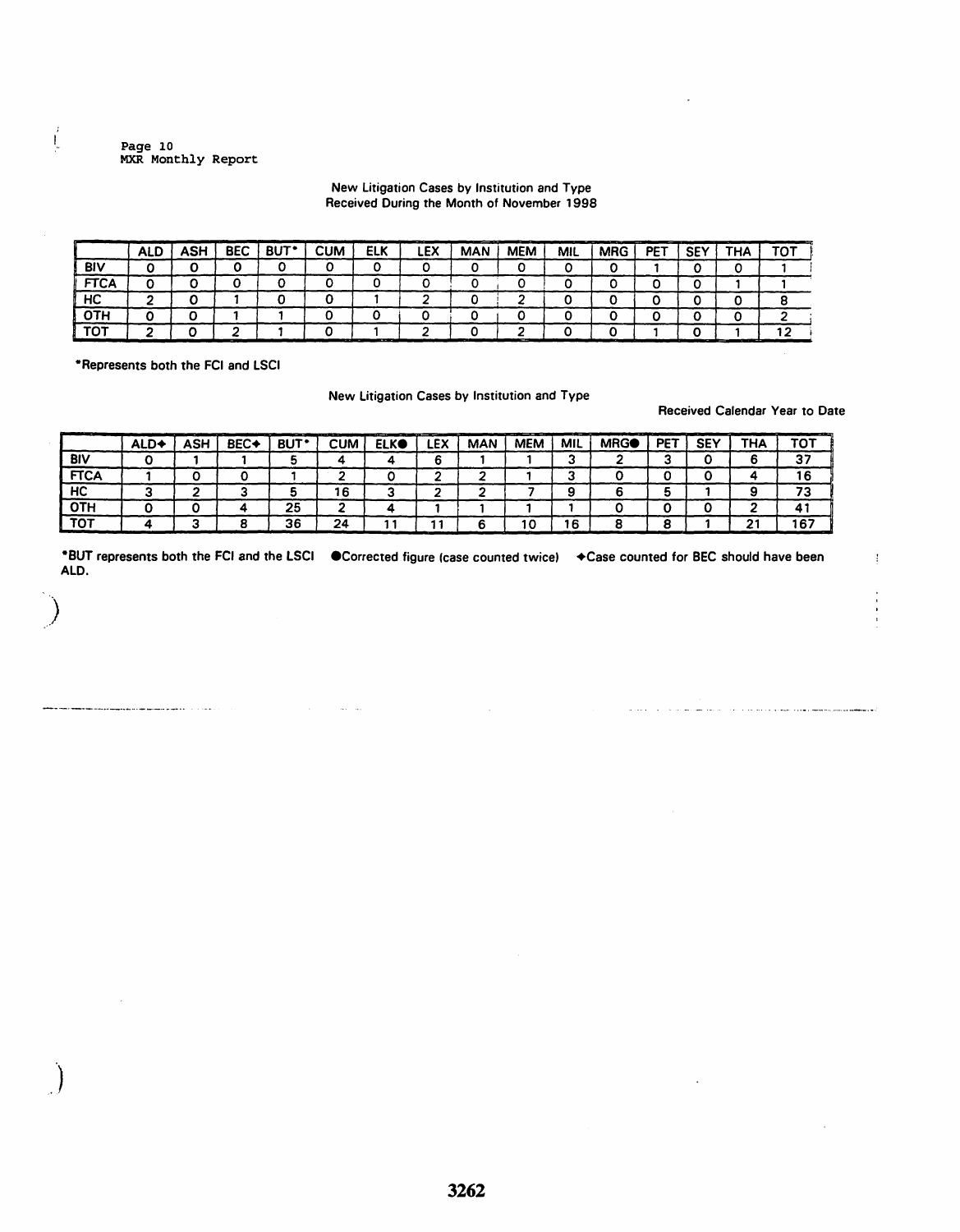New Litigation Cases by Institution and Type
Received During the Month of November 1998

| | ALD | ASH | BEC | BUT* | CUM | ELK | LEX | MAN | MEM | MIL | MRG | PET | SEY | THA | TOT |
|---|---|---|---|---|---|---|---|---|---|---|---|---|---|---|---|
| BIV | 0 | 0 | 0 | 0 | 0 | 0 | 0 | 0 | 0 | 0 | 0 | 1 | 0 | 0 | 1 |
| FTCA | 0 | 0 | 0 | 0 | 0 | 0 | 0 | 0 | 0 | 0 | 0 | 0 | 0 | 1 | 1 |
| HC | 2 | 0 | 1 | 0 | 0 | 1 | 2 | 0 | 2 | 0 | 0 | 0 | 0 | 0 | 8 |
| OTH | 0 | 0 | 1 | 1 | 0 | 0 | 0 | 0 | 0 | 0 | 0 | 0 | 0 | 0 | 2 |
| TOT | 2 | 0 | 2 | 1 | 0 | 1 | 2 | 0 | 2 | 0 | 0 | 1 | 0 | 1 | 12 |

*Represents both the FCI and LSCI

New Litigation Cases by Institution and Type

Received Calendar Year to Date

| | ALD✦ | ASH | BEC✦ | BUT* | CUM | ELK● | LEX | MAN | MEM | MIL | MRG● | PET | SEY | THA | TOT |
|---|---|---|---|---|---|---|---|---|---|---|---|---|---|---|---|
| BIV | 0 | 1 | 1 | 5 | 4 | 4 | 6 | 1 | 1 | 3 | 2 | 3 | 0 | 6 | 37 |
| FTCA | 1 | 0 | 0 | 1 | 2 | 0 | 2 | 2 | 1 | 3 | 0 | 0 | 0 | 4 | 16 |
| HC | 3 | 2 | 3 | 5 | 16 | 3 | 2 | 2 | 7 | 9 | 6 | 5 | 1 | 9 | 73 |
| OTH | 0 | 0 | 4 | 25 | 2 | 4 | 1 | 1 | 1 | 1 | 0 | 0 | 0 | 2 | 41 |
| TOT | 4 | 3 | 8 | 36 | 24 | 11 | 11 | 6 | 10 | 16 | 8 | 8 | 1 | 21 | 167 |

*BUT represents both the FCI and the LSCI ●Corrected figure (case counted twice) ✦Case counted for BEC should have been ALD.